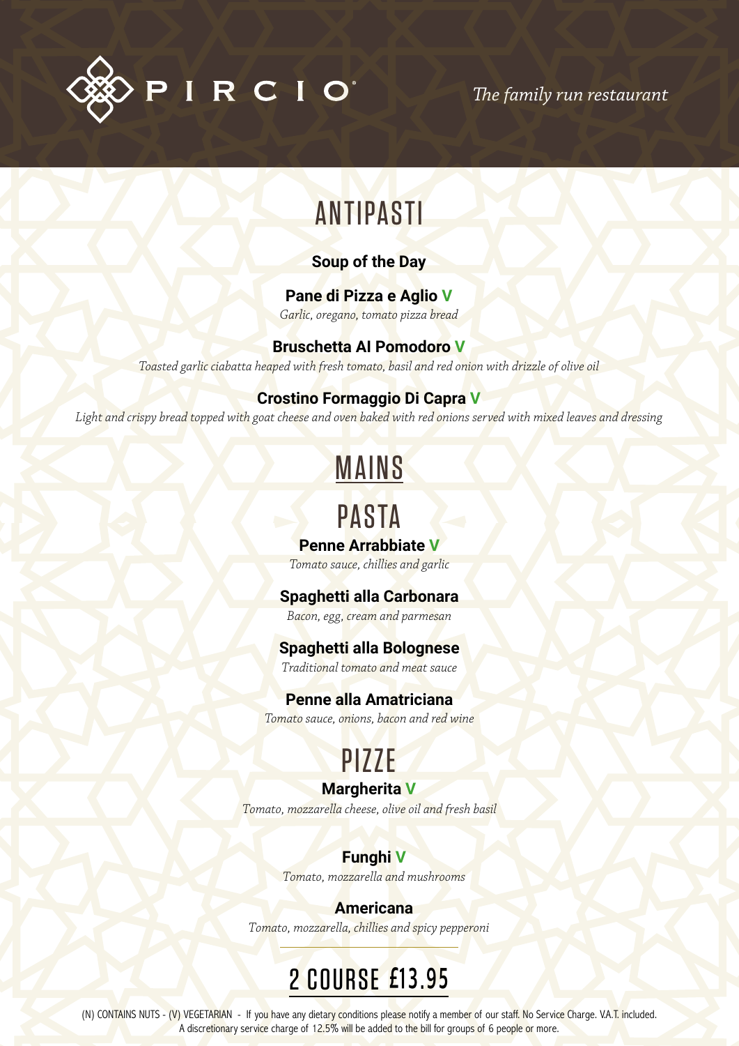# PIRCIO

*The family run restaurant*

## ANTIPASTI

**Soup of the Day**

**Pane di Pizza e Aglio V**
*Garlic, oregano, tomato pizza bread*

**Bruschetta Al Pomodoro V**
*Toasted garlic ciabatta heaped with fresh tomato, basil and red onion with drizzle of olive oil*

**Crostino Formaggio Di Capra V**
*Light and crispy bread topped with goat cheese and oven baked with red onions served with mixed leaves and dressing*

## MAINS

### PASTA

**Penne Arrabbiate V**
*Tomato sauce, chillies and garlic*

**Spaghetti alla Carbonara**
*Bacon, egg, cream and parmesan*

**Spaghetti alla Bolognese**
*Traditional tomato and meat sauce*

**Penne alla Amatriciana**
*Tomato sauce, onions, bacon and red wine*

### PIZZE

**Margherita V**
*Tomato, mozzarella cheese, olive oil and fresh basil*

**Funghi V**
*Tomato, mozzarella and mushrooms*

**Americana**
*Tomato, mozzarella, chillies and spicy pepperoni*

## 2 COURSE £13.95

(N) CONTAINS NUTS - (V) VEGETARIAN - If you have any dietary conditions please notify a member of our staff. No Service Charge. V.A.T. included. A discretionary service charge of 12.5% will be added to the bill for groups of 6 people or more.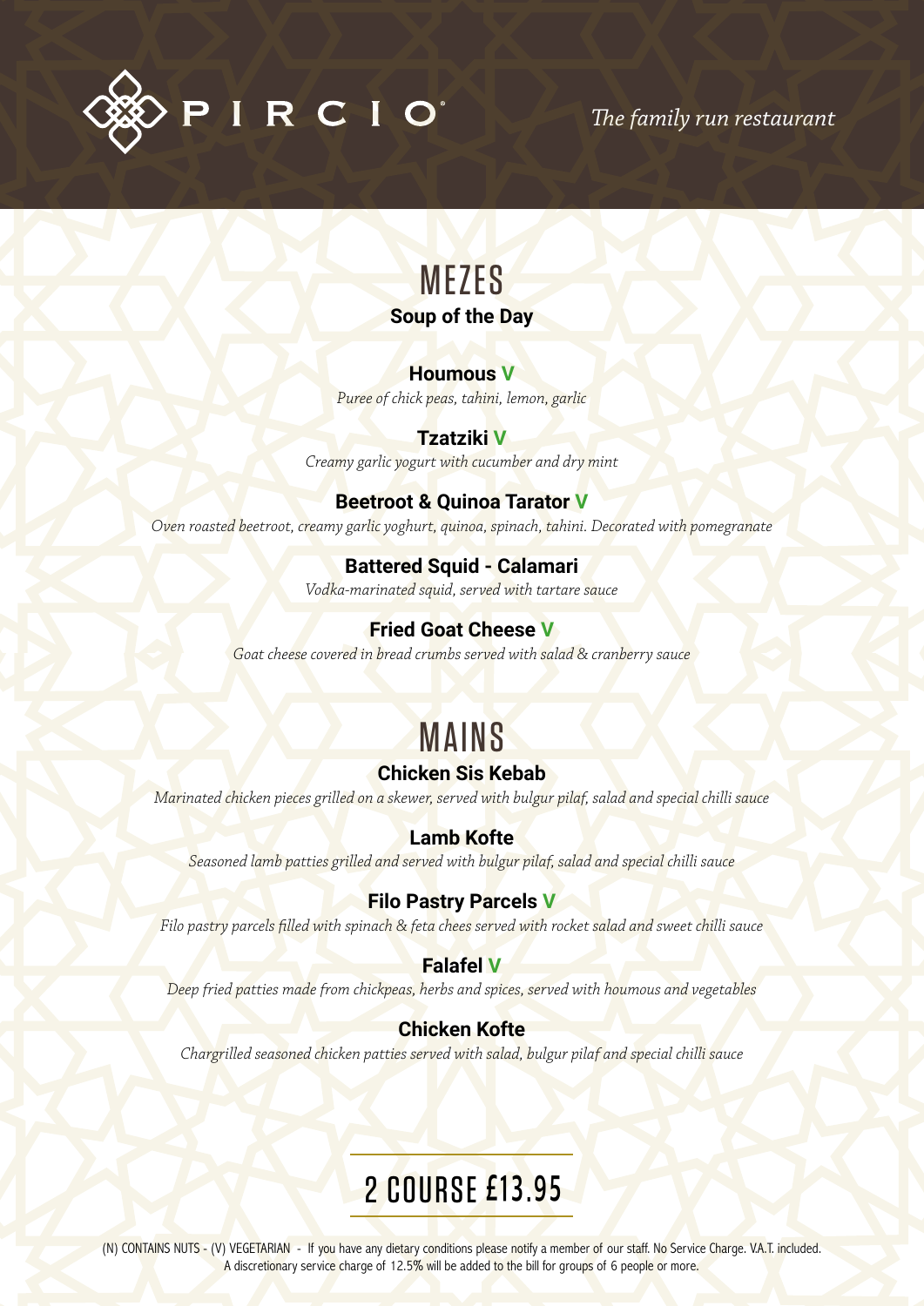# PIRCIO

*The family run restaurant*

## MEZES

**Soup of the Day**

**Houmous V**

*Puree of chick peas, tahini, lemon, garlic*

**Tzatziki V**

*Creamy garlic yogurt with cucumber and dry mint*

**Beetroot & Quinoa Tarator V**

*Oven roasted beetroot, creamy garlic yoghurt, quinoa, spinach, tahini. Decorated with pomegranate*

**Battered Squid - Calamari**

*Vodka-marinated squid, served with tartare sauce*

**Fried Goat Cheese V**

*Goat cheese covered in bread crumbs served with salad & cranberry sauce*

## MAINS

**Chicken Sis Kebab**

*Marinated chicken pieces grilled on a skewer, served with bulgur pilaf, salad and special chilli sauce*

**Lamb Kofte**

*Seasoned lamb patties grilled and served with bulgur pilaf, salad and special chilli sauce*

**Filo Pastry Parcels V**

*Filo pastry parcels filled with spinach & feta chees served with rocket salad and sweet chilli sauce*

**Falafel V**

*Deep fried patties made from chickpeas, herbs and spices, served with houmous and vegetables*

**Chicken Kofte**

*Chargrilled seasoned chicken patties served with salad, bulgur pilaf and special chilli sauce*

## 2 COURSE £13.95

(N) CONTAINS NUTS - (V) VEGETARIAN - If you have any dietary conditions please notify a member of our staff. No Service Charge. V.A.T. included.
A discretionary service charge of 12.5% will be added to the bill for groups of 6 people or more.